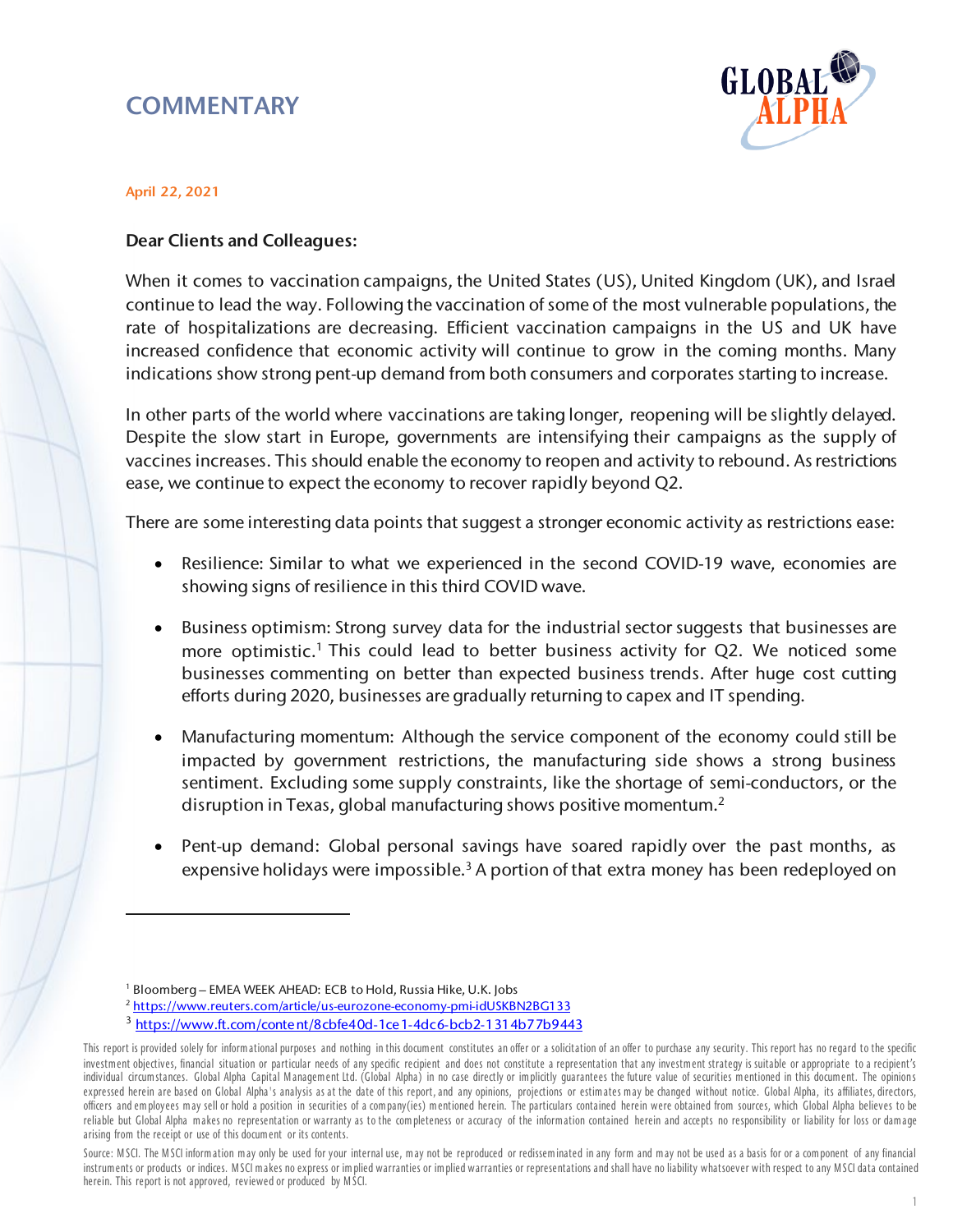# COMMENTARY

April 22, 2021

**Dear Clients and Colleagues:**

When it comes to vaccination campaigns, the United States (US), United Kingdom (UK), and Israel continue to lead the way. Following the vaccination of some of the most vulnerable populations, the rate of hospitalizations are decreasing. Efficient vaccination campaigns in the US and UK have increased confidence that economic activity will continue to grow in the coming months. Many indications show strong pent-up demand from both consumers and corporates starting to increase.

In other parts of the world where vaccinations are taking longer, reopening will be slightly delayed. Despite the slow start in Europe, governments are intensifying their campaigns as the supply of vaccines increases. This should enable the economy to reopen and activity to rebound. As restrictions ease, we continue to expect the economy to recover rapidly beyond Q2.

There are some interesting data points that suggest a stronger economic activity as restrictions ease:

- Resilience: Similar to what we experienced in the second COVID-19 wave, economies are showing signs of resilience in this third COVID wave.

- Business optimism: Strong survey data for the industrial sector suggests that businesses are more optimistic.[1] This could lead to better business activity for Q2. We noticed some businesses commenting on better than expected business trends. After huge cost cutting efforts during 2020, businesses are gradually returning to capex and IT spending.

- Manufacturing momentum: Although the service component of the economy could still be impacted by government restrictions, the manufacturing side shows a strong business sentiment. Excluding some supply constraints, like the shortage of semi-conductors, or the disruption in Texas, global manufacturing shows positive momentum.[2]

- Pent-up demand: Global personal savings have soared rapidly over the past months, as expensive holidays were impossible.[3] A portion of that extra money has been redeployed on

---

[1] Bloomberg – EMEA WEEK AHEAD: ECB to Hold, Russia Hike, U.K. Jobs

[2] https://www.reuters.com/article/us-eurozone-economy-pmi-idUSKBN2BG133

[3] https://www.ft.com/content/8cbfe40d-1ce1-4dc6-bcb2-1314b77b9443

This report is provided solely for informational purposes and nothing in this document constitutes an offer or a solicitation of an offer to purchase any security. This report has no regard to the specific investment objectives, financial situation or particular needs of any specific recipient and does not constitute a representation that any investment strategy is suitable or appropriate to a recipient's individual circumstances. Global Alpha Capital Management Ltd. (Global Alpha) in no case directly or implicitly guarantees the future value of securities mentioned in this document. The opinions expressed herein are based on Global Alpha's analysis as at the date of this report, and any opinions, projections or estimates may be changed without notice. Global Alpha, its affiliates, directors, officers and employees may sell or hold a position in securities of a company(ies) mentioned herein. The particulars contained herein were obtained from sources, which Global Alpha believes to be reliable but Global Alpha makes no representation or warranty as to the completeness or accuracy of the information contained herein and accepts no responsibility or liability for loss or damage arising from the receipt or use of this document or its contents.

Source: MSCI. The MSCI information may only be used for your internal use, may not be reproduced or redisseminated in any form and may not be used as a basis for or a component of any financial instruments or products or indices. MSCI makes no express or implied warranties or implied warranties or representations and shall have no liability whatsoever with respect to any MSCI data contained herein. This report is not approved, reviewed or produced by MSCI.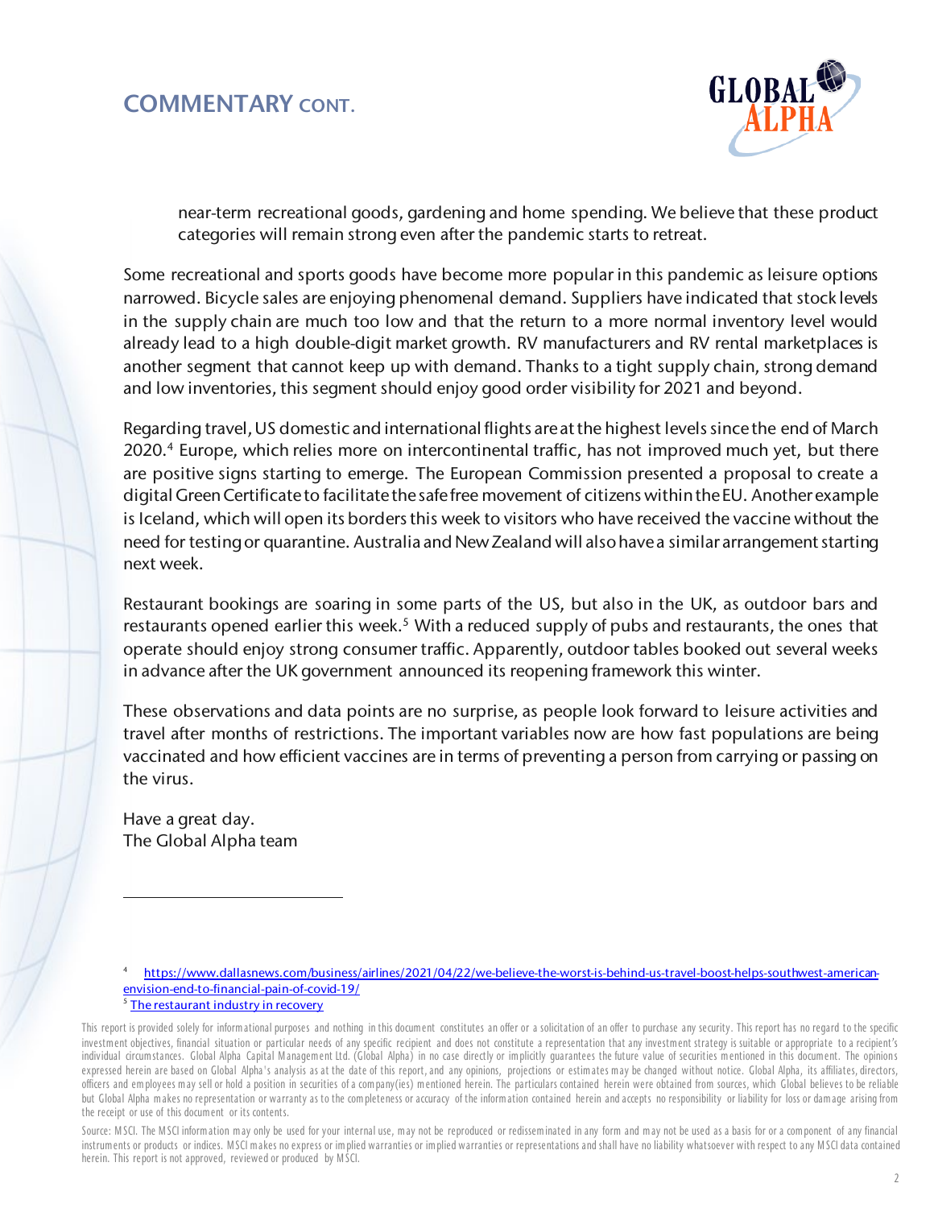## COMMENTARY CONT.

near-term recreational goods, gardening and home spending. We believe that these product categories will remain strong even after the pandemic starts to retreat.

Some recreational and sports goods have become more popular in this pandemic as leisure options narrowed. Bicycle sales are enjoying phenomenal demand. Suppliers have indicated that stock levels in the supply chain are much too low and that the return to a more normal inventory level would already lead to a high double-digit market growth. RV manufacturers and RV rental marketplaces is another segment that cannot keep up with demand. Thanks to a tight supply chain, strong demand and low inventories, this segment should enjoy good order visibility for 2021 and beyond.

Regarding travel, US domestic and international flights are at the highest levels since the end of March 2020.[4] Europe, which relies more on intercontinental traffic, has not improved much yet, but there are positive signs starting to emerge. The European Commission presented a proposal to create a digital Green Certificate to facilitate the safe free movement of citizens within the EU. Another example is Iceland, which will open its borders this week to visitors who have received the vaccine without the need for testing or quarantine. Australia and New Zealand will also have a similar arrangement starting next week.

Restaurant bookings are soaring in some parts of the US, but also in the UK, as outdoor bars and restaurants opened earlier this week.[5] With a reduced supply of pubs and restaurants, the ones that operate should enjoy strong consumer traffic. Apparently, outdoor tables booked out several weeks in advance after the UK government announced its reopening framework this winter.

These observations and data points are no surprise, as people look forward to leisure activities and travel after months of restrictions. The important variables now are how fast populations are being vaccinated and how efficient vaccines are in terms of preventing a person from carrying or passing on the virus.

Have a great day.
The Global Alpha team

---

[4] https://www.dallasnews.com/business/airlines/2021/04/22/we-believe-the-worst-is-behind-us-travel-boost-helps-southwest-american-envision-end-to-financial-pain-of-covid-19/

[5] The restaurant industry in recovery

This report is provided solely for informational purposes and nothing in this document constitutes an offer or a solicitation of an offer to purchase any security. This report has no regard to the specific investment objectives, financial situation or particular needs of any specific recipient and does not constitute a representation that any investment strategy is suitable or appropriate to a recipient's individual circumstances. Global Alpha Capital Management Ltd. (Global Alpha) in no case directly or implicitly guarantees the future value of securities mentioned in this document. The opinions expressed herein are based on Global Alpha's analysis as at the date of this report, and any opinions, projections or estimates may be changed without notice. Global Alpha, its affiliates, directors, officers and employees may sell or hold a position in securities of a company(ies) mentioned herein. The particulars contained herein were obtained from sources, which Global believes to be reliable but Global Alpha makes no representation or warranty as to the completeness or accuracy of the information contained herein and accepts no responsibility or liability for loss or damage arising from the receipt or use of this document or its contents.

Source: MSCI. The MSCI information may only be used for your internal use, may not be reproduced or redisseminated in any form and may not be used as a basis for or a component of any financial instruments or products or indices. MSCI makes no express or implied warranties or implied warranties or representations and shall have no liability whatsoever with respect to any MSCI data contained herein. This report is not approved, reviewed or produced by MSCI.